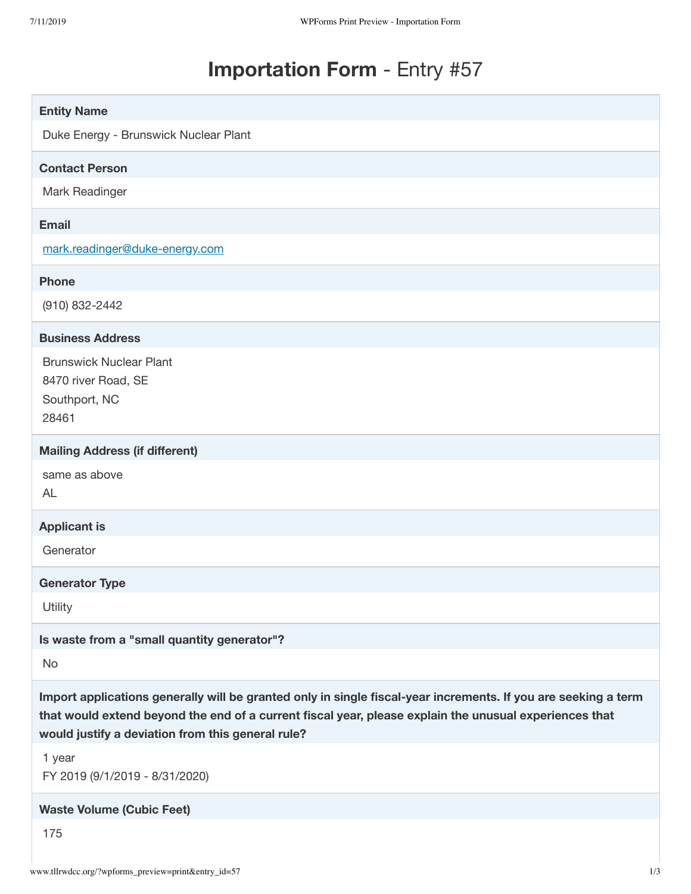# **Importation Form** - Entry #57

**Entity Name**

Duke Energy - Brunswick Nuclear Plant

**Contact Person**

Mark Readinger

**Email**

mark.readinger@duke-energy.com

**Phone**

(910) 832-2442

**Business Address**

Brunswick Nuclear Plant
8470 river Road, SE
Southport, NC
28461

**Mailing Address (if different)**

same as above
AL

**Applicant is**

Generator

**Generator Type**

Utility

**Is waste from a "small quantity generator"?**

No

**Import applications generally will be granted only in single fiscal-year increments. If you are seeking a term that would extend beyond the end of a current fiscal year, please explain the unusual experiences that would justify a deviation from this general rule?**

1 year
FY 2019 (9/1/2019 - 8/31/2020)

**Waste Volume (Cubic Feet)**

175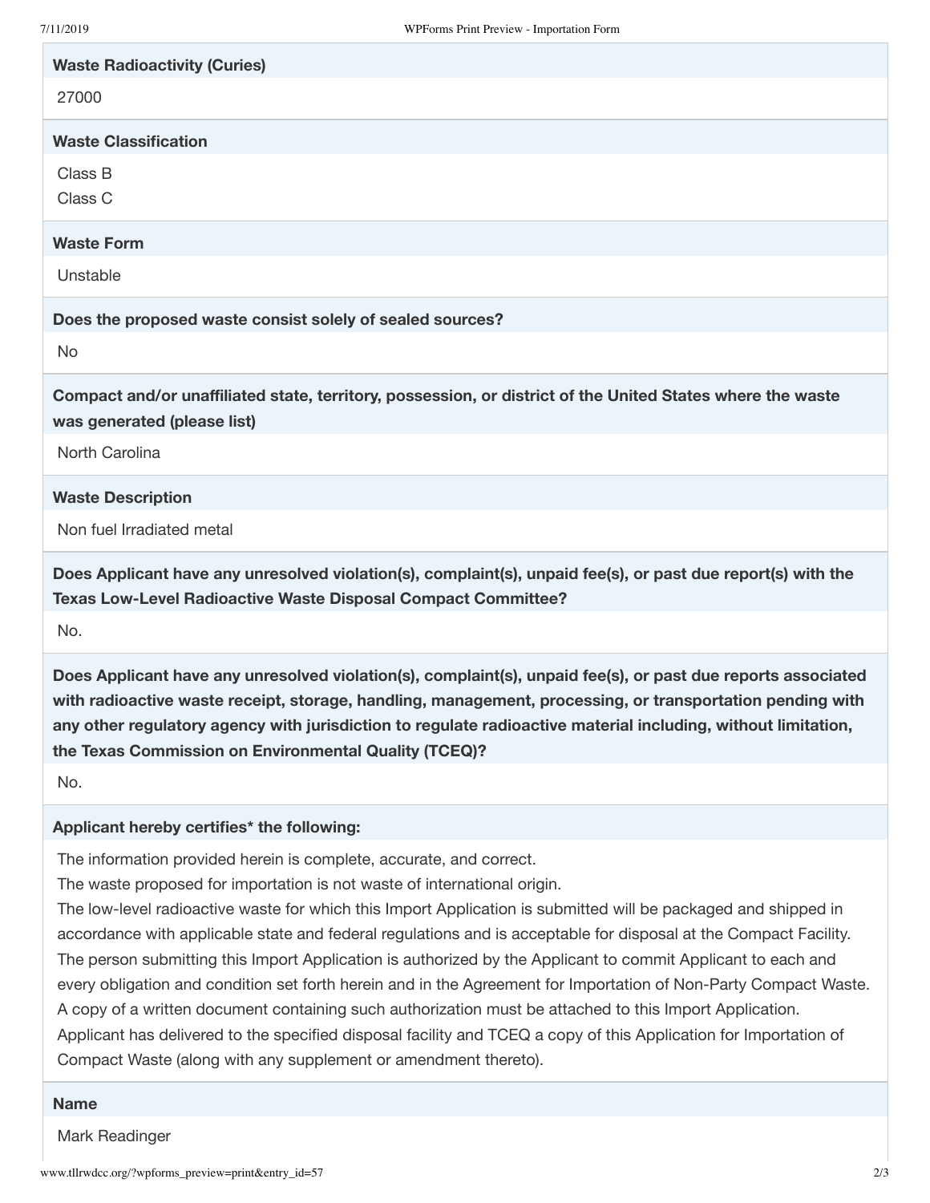**Waste Radioactivity (Curies)**

27000

**Waste Classification**

Class B
Class C

**Waste Form**

Unstable

**Does the proposed waste consist solely of sealed sources?**

No

**Compact and/or unaffiliated state, territory, possession, or district of the United States where the waste was generated (please list)**

North Carolina

**Waste Description**

Non fuel Irradiated metal

**Does Applicant have any unresolved violation(s), complaint(s), unpaid fee(s), or past due report(s) with the Texas Low-Level Radioactive Waste Disposal Compact Committee?**

No.

**Does Applicant have any unresolved violation(s), complaint(s), unpaid fee(s), or past due reports associated with radioactive waste receipt, storage, handling, management, processing, or transportation pending with any other regulatory agency with jurisdiction to regulate radioactive material including, without limitation, the Texas Commission on Environmental Quality (TCEQ)?**

No.

**Applicant hereby certifies* the following:**

The information provided herein is complete, accurate, and correct.
The waste proposed for importation is not waste of international origin.
The low-level radioactive waste for which this Import Application is submitted will be packaged and shipped in accordance with applicable state and federal regulations and is acceptable for disposal at the Compact Facility.
The person submitting this Import Application is authorized by the Applicant to commit Applicant to each and every obligation and condition set forth herein and in the Agreement for Importation of Non-Party Compact Waste. A copy of a written document containing such authorization must be attached to this Import Application.
Applicant has delivered to the specified disposal facility and TCEQ a copy of this Application for Importation of Compact Waste (along with any supplement or amendment thereto).

**Name**

Mark Readinger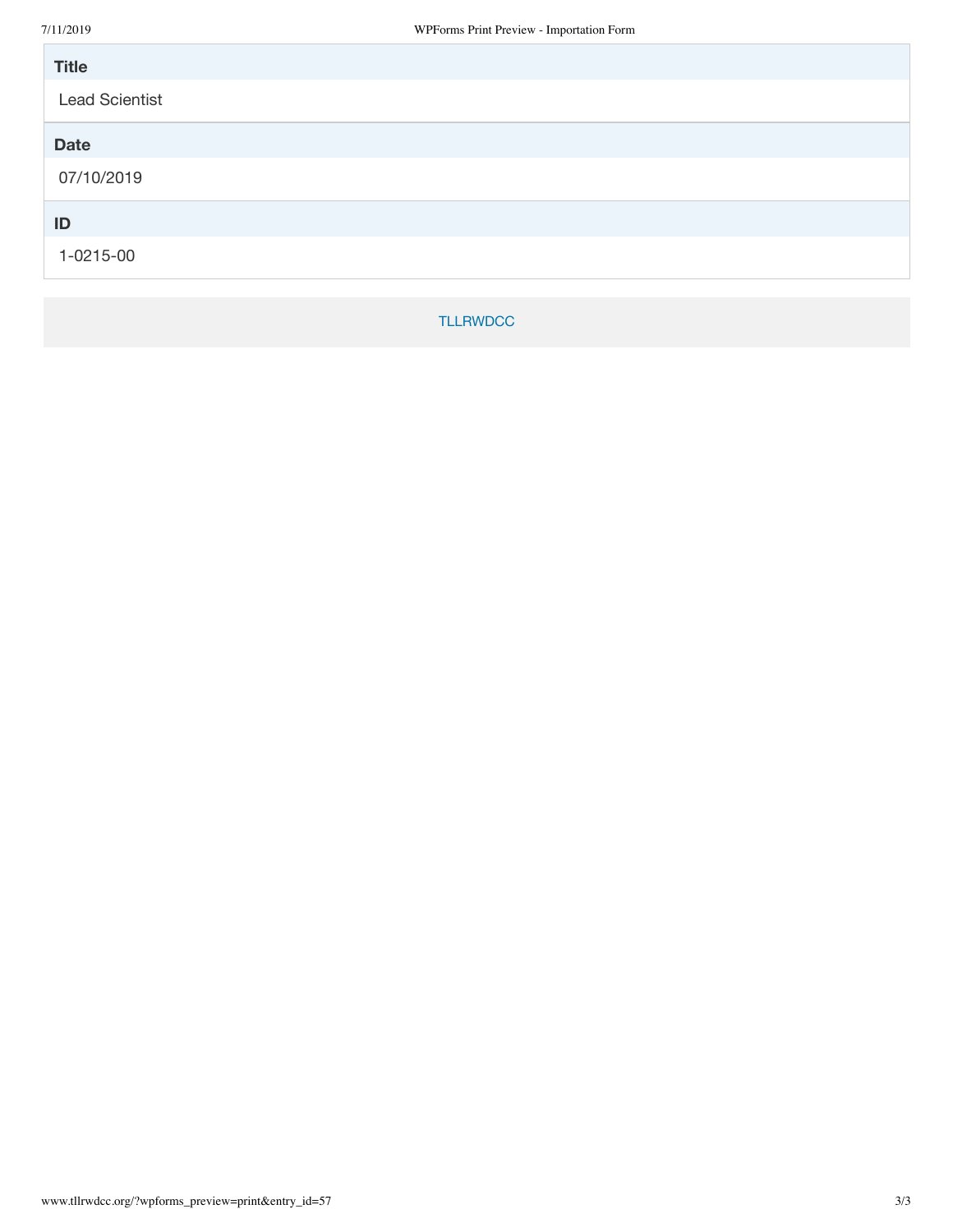**Title**

Lead Scientist

**Date**

07/10/2019

**ID**

1-0215-00

TLLRWDCC